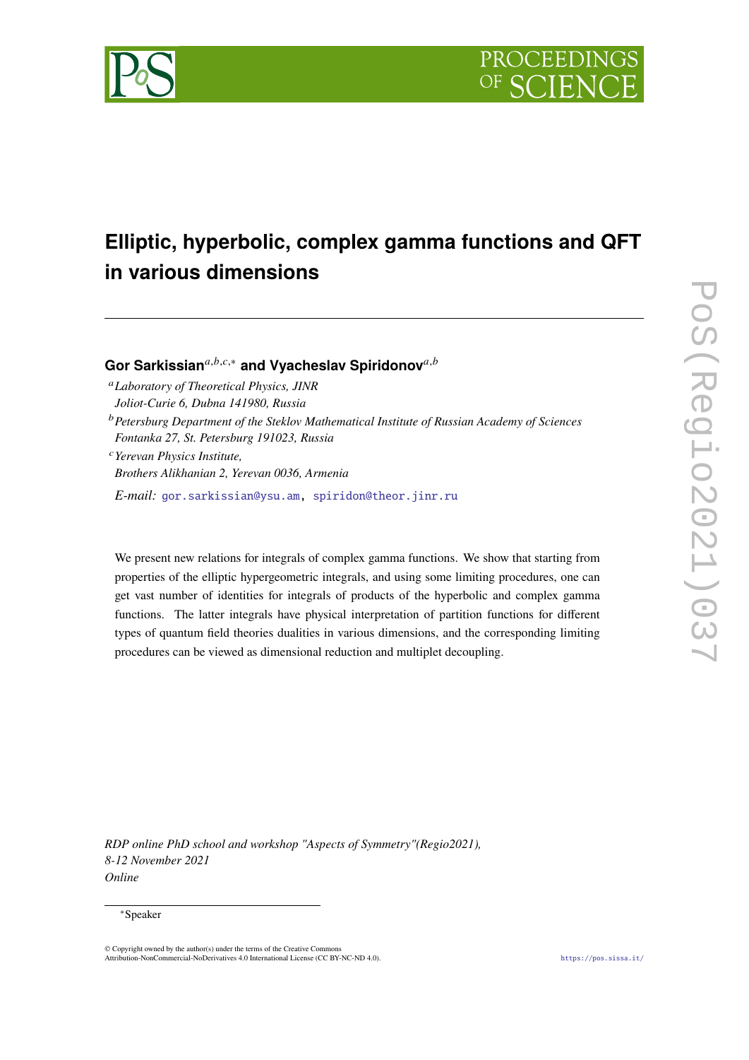# Elliptic, hyperbolic, complex gamma functions and QFT in various dimensions

**Gor Sarkissian**[a,b,c,*] **and Vyacheslav Spiridonov**[a,b]

[a] *Laboratory of Theoretical Physics, JINR*
*Joliot-Curie 6, Dubna 141980, Russia*

[b] *Petersburg Department of the Steklov Mathematical Institute of Russian Academy of Sciences*
*Fontanka 27, St. Petersburg 191023, Russia*

[c] *Yerevan Physics Institute,*
*Brothers Alikhanian 2, Yerevan 0036, Armenia*

*E-mail:* gor.sarkissian@ysu.am, spiridon@theor.jinr.ru

We present new relations for integrals of complex gamma functions. We show that starting from properties of the elliptic hypergeometric integrals, and using some limiting procedures, one can get vast number of identities for integrals of products of the hyperbolic and complex gamma functions. The latter integrals have physical interpretation of partition functions for different types of quantum field theories dualities in various dimensions, and the corresponding limiting procedures can be viewed as dimensional reduction and multiplet decoupling.

*RDP online PhD school and workshop "Aspects of Symmetry"(Regio2021),*
*8-12 November 2021*
*Online*

*Speaker

© Copyright owned by the author(s) under the terms of the Creative Commons Attribution-NonCommercial-NoDerivatives 4.0 International License (CC BY-NC-ND 4.0).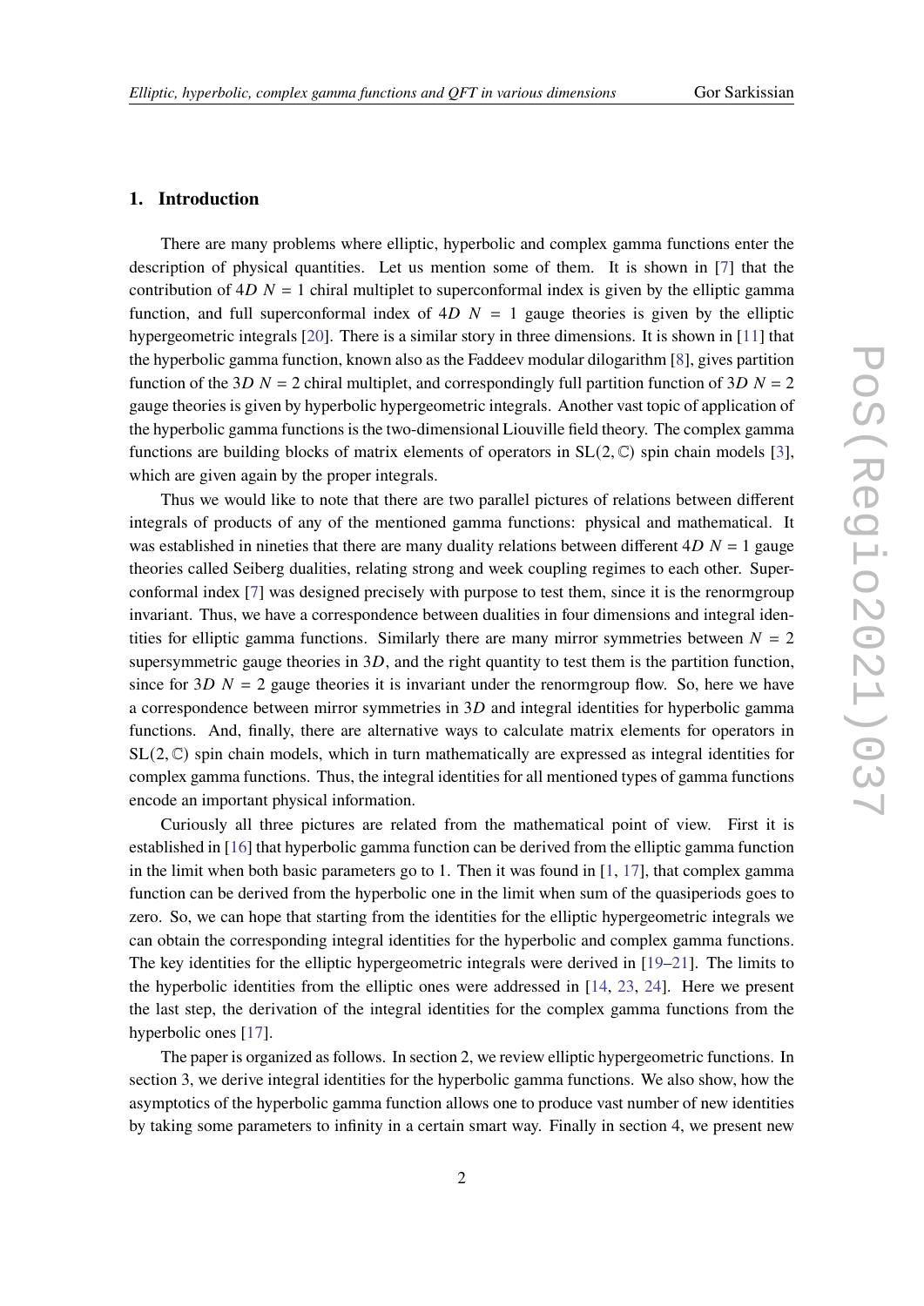## 1. Introduction

There are many problems where elliptic, hyperbolic and complex gamma functions enter the description of physical quantities. Let us mention some of them. It is shown in [7] that the contribution of $4D$ $N = 1$ chiral multiplet to superconformal index is given by the elliptic gamma function, and full superconformal index of $4D$ $N = 1$ gauge theories is given by the elliptic hypergeometric integrals [20]. There is a similar story in three dimensions. It is shown in [11] that the hyperbolic gamma function, known also as the Faddeev modular dilogarithm [8], gives partition function of the $3D$ $N = 2$ chiral multiplet, and correspondingly full partition function of $3D$ $N = 2$ gauge theories is given by hyperbolic hypergeometric integrals. Another vast topic of application of the hyperbolic gamma functions is the two-dimensional Liouville field theory. The complex gamma functions are building blocks of matrix elements of operators in $\mathrm{SL}(2, \mathbb{C})$ spin chain models [3], which are given again by the proper integrals.

Thus we would like to note that there are two parallel pictures of relations between different integrals of products of any of the mentioned gamma functions: physical and mathematical. It was established in nineties that there are many duality relations between different $4D$ $N = 1$ gauge theories called Seiberg dualities, relating strong and week coupling regimes to each other. Superconformal index [7] was designed precisely with purpose to test them, since it is the renormgroup invariant. Thus, we have a correspondence between dualities in four dimensions and integral identities for elliptic gamma functions. Similarly there are many mirror symmetries between $N = 2$ supersymmetric gauge theories in $3D$, and the right quantity to test them is the partition function, since for $3D$ $N = 2$ gauge theories it is invariant under the renormgroup flow. So, here we have a correspondence between mirror symmetries in $3D$ and integral identities for hyperbolic gamma functions. And, finally, there are alternative ways to calculate matrix elements for operators in $\mathrm{SL}(2, \mathbb{C})$ spin chain models, which in turn mathematically are expressed as integral identities for complex gamma functions. Thus, the integral identities for all mentioned types of gamma functions encode an important physical information.

Curiously all three pictures are related from the mathematical point of view. First it is established in [16] that hyperbolic gamma function can be derived from the elliptic gamma function in the limit when both basic parameters go to 1. Then it was found in [1, 17], that complex gamma function can be derived from the hyperbolic one in the limit when sum of the quasiperiods goes to zero. So, we can hope that starting from the identities for the elliptic hypergeometric integrals we can obtain the corresponding integral identities for the hyperbolic and complex gamma functions. The key identities for the elliptic hypergeometric integrals were derived in [19–21]. The limits to the hyperbolic identities from the elliptic ones were addressed in [14, 23, 24]. Here we present the last step, the derivation of the integral identities for the complex gamma functions from the hyperbolic ones [17].

The paper is organized as follows. In section 2, we review elliptic hypergeometric functions. In section 3, we derive integral identities for the hyperbolic gamma functions. We also show, how the asymptotics of the hyperbolic gamma function allows one to produce vast number of new identities by taking some parameters to infinity in a certain smart way. Finally in section 4, we present new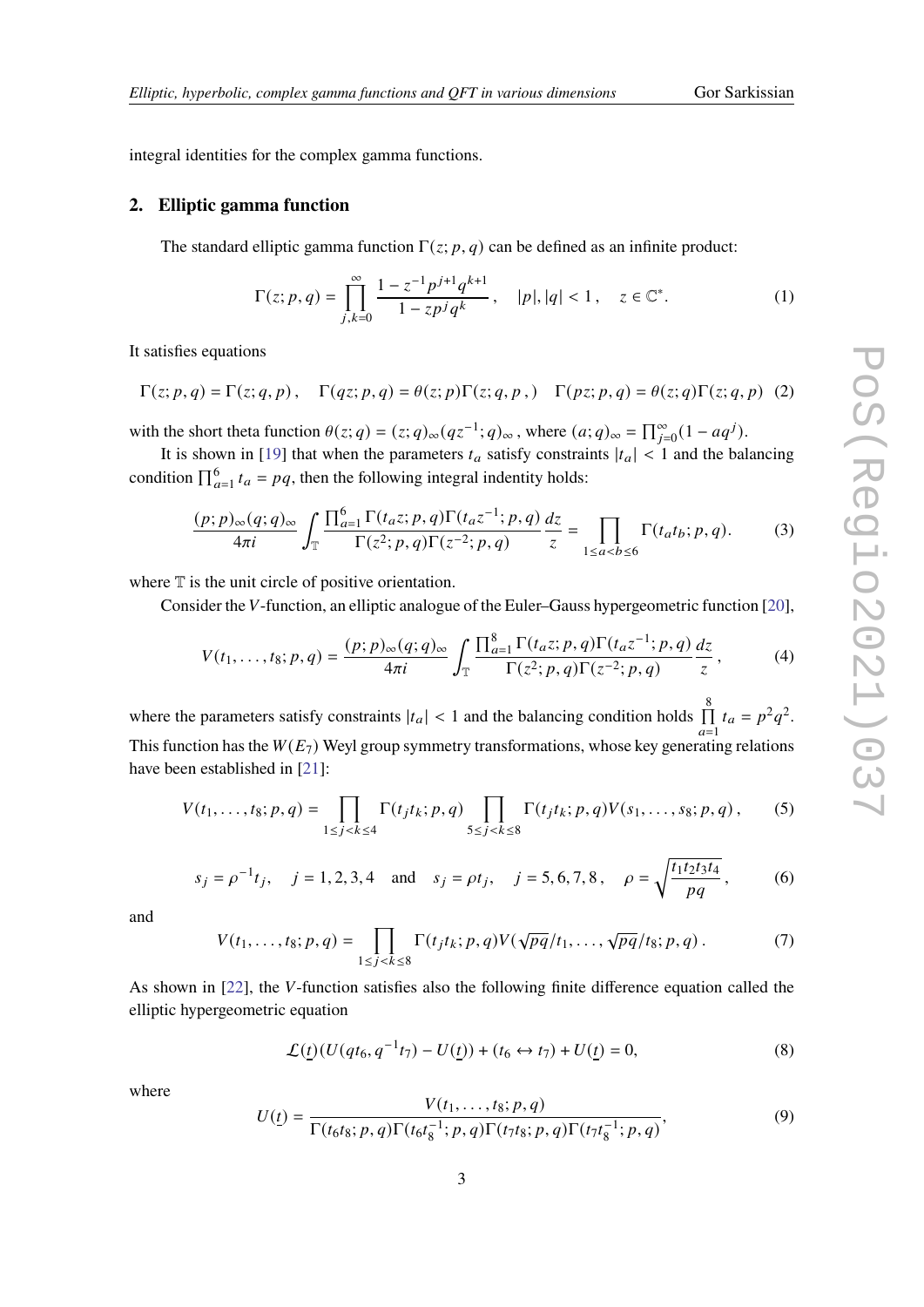integral identities for the complex gamma functions.

## 2. Elliptic gamma function

The standard elliptic gamma function $\Gamma(z;p,q)$ can be defined as an infinite product:

$$\Gamma(z;p,q) = \prod_{j,k=0}^{\infty} \frac{1 - z^{-1}p^{j+1}q^{k+1}}{1 - zp^jq^k}, \quad |p|, |q| < 1, \quad z \in \mathbb{C}^*. \tag{1}$$

It satisfies equations

$$\Gamma(z;p,q) = \Gamma(z;q,p), \quad \Gamma(qz;p,q) = \theta(z;p)\Gamma(z;q,p,) \quad \Gamma(pz;p,q) = \theta(z;q)\Gamma(z;q,p) \tag{2}$$

with the short theta function $\theta(z;q) = (z;q)_\infty(qz^{-1};q)_\infty$, where $(a;q)_\infty = \prod_{j=0}^{\infty}(1 - aq^j)$.

It is shown in [19] that when the parameters $t_a$ satisfy constraints $|t_a| < 1$ and the balancing condition $\prod_{a=1}^{6} t_a = pq$, then the following integral indentity holds:

$$\frac{(p;p)_\infty(q;q)_\infty}{4\pi i} \int_{\mathbb{T}} \frac{\prod_{a=1}^{6}\Gamma(t_az;p,q)\Gamma(t_az^{-1};p,q)}{\Gamma(z^2;p,q)\Gamma(z^{-2};p,q)} \frac{dz}{z} = \prod_{1\leq a<b\leq 6} \Gamma(t_at_b;p,q). \tag{3}$$

where $\mathbb{T}$ is the unit circle of positive orientation.

Consider the $V$-function, an elliptic analogue of the Euler–Gauss hypergeometric function [20],

$$V(t_1,\ldots,t_8;p,q) = \frac{(p;p)_\infty(q;q)_\infty}{4\pi i} \int_{\mathbb{T}} \frac{\prod_{a=1}^{8}\Gamma(t_az;p,q)\Gamma(t_az^{-1};p,q)}{\Gamma(z^2;p,q)\Gamma(z^{-2};p,q)} \frac{dz}{z}, \tag{4}$$

where the parameters satisfy constraints $|t_a| < 1$ and the balancing condition holds $\prod_{a=1}^{8} t_a = p^2q^2$. This function has the $W(E_7)$ Weyl group symmetry transformations, whose key generating relations have been established in [21]:

$$V(t_1,\ldots,t_8;p,q) = \prod_{1\leq j<k\leq 4}\Gamma(t_jt_k;p,q)\prod_{5\leq j<k\leq 8}\Gamma(t_jt_k;p,q)V(s_1,\ldots,s_8;p,q), \tag{5}$$

$$s_j = \rho^{-1}t_j, \quad j = 1,2,3,4 \quad \text{and} \quad s_j = \rho t_j, \quad j = 5,6,7,8, \quad \rho = \sqrt{\frac{t_1t_2t_3t_4}{pq}}, \tag{6}$$

and

$$V(t_1,\ldots,t_8;p,q) = \prod_{1\leq j<k\leq 8}\Gamma(t_jt_k;p,q)V(\sqrt{pq}/t_1,\ldots,\sqrt{pq}/t_8;p,q). \tag{7}$$

As shown in [22], the $V$-function satisfies also the following finite difference equation called the elliptic hypergeometric equation

$$\mathcal{L}(\underline{t})(U(qt_6,q^{-1}t_7) - U(\underline{t})) + (t_6 \leftrightarrow t_7) + U(\underline{t}) = 0, \tag{8}$$

where

$$U(\underline{t}) = \frac{V(t_1,\ldots,t_8;p,q)}{\Gamma(t_6t_8;p,q)\Gamma(t_6t_8^{-1};p,q)\Gamma(t_7t_8;p,q)\Gamma(t_7t_8^{-1};p,q)}, \tag{9}$$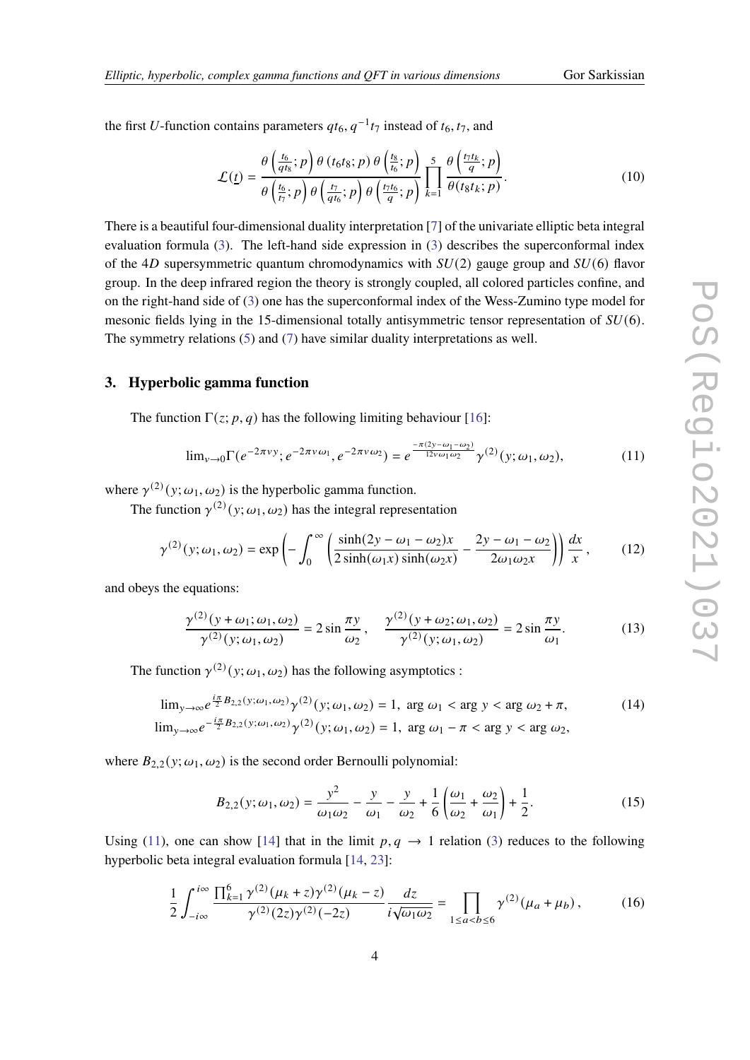the first $U$-function contains parameters $qt_6, q^{-1}t_7$ instead of $t_6, t_7$, and

$$\mathcal{L}(\underline{t}) = \frac{\theta\left(\frac{t_6}{qt_8};p\right)\theta\left(t_6t_8;p\right)\theta\left(\frac{t_8}{t_6};p\right)}{\theta\left(\frac{t_6}{t_7};p\right)\theta\left(\frac{t_7}{qt_6};p\right)\theta\left(\frac{t_7t_6}{q};p\right)}\prod_{k=1}^{5}\frac{\theta\left(\frac{t_7t_k}{q};p\right)}{\theta(t_8t_k;p)}. \tag{10}$$

There is a beautiful four-dimensional duality interpretation [7] of the univariate elliptic beta integral evaluation formula (3). The left-hand side expression in (3) describes the superconformal index of the $4D$ supersymmetric quantum chromodynamics with $SU(2)$ gauge group and $SU(6)$ flavor group. In the deep infrared region the theory is strongly coupled, all colored particles confine, and on the right-hand side of (3) one has the superconformal index of the Wess-Zumino type model for mesonic fields lying in the 15-dimensional totally antisymmetric tensor representation of $SU(6)$. The symmetry relations (5) and (7) have similar duality interpretations as well.

## 3. Hyperbolic gamma function

The function $\Gamma(z;p,q)$ has the following limiting behaviour [16]:

$$\lim_{v\to 0}\Gamma(e^{-2\pi vy};e^{-2\pi v\omega_1},e^{-2\pi v\omega_2}) = e^{\frac{-\pi(2y-\omega_1-\omega_2)}{12v\omega_1\omega_2}}\gamma^{(2)}(y;\omega_1,\omega_2), \tag{11}$$

where $\gamma^{(2)}(y;\omega_1,\omega_2)$ is the hyperbolic gamma function.

The function $\gamma^{(2)}(y;\omega_1,\omega_2)$ has the integral representation

$$\gamma^{(2)}(y;\omega_1,\omega_2) = \exp\left(-\int_0^\infty\left(\frac{\sinh(2y-\omega_1-\omega_2)x}{2\sinh(\omega_1x)\sinh(\omega_2x)} - \frac{2y-\omega_1-\omega_2}{2\omega_1\omega_2x}\right)\frac{dx}{x}\right), \tag{12}$$

and obeys the equations:

$$\frac{\gamma^{(2)}(y+\omega_1;\omega_1,\omega_2)}{\gamma^{(2)}(y;\omega_1,\omega_2)} = 2\sin\frac{\pi y}{\omega_2}, \quad \frac{\gamma^{(2)}(y+\omega_2;\omega_1,\omega_2)}{\gamma^{(2)}(y;\omega_1,\omega_2)} = 2\sin\frac{\pi y}{\omega_1}. \tag{13}$$

The function $\gamma^{(2)}(y;\omega_1,\omega_2)$ has the following asymptotics :

$$\lim_{y\to\infty}e^{\frac{i\pi}{2}B_{2,2}(y;\omega_1,\omega_2)}\gamma^{(2)}(y;\omega_1,\omega_2) = 1,\ \arg\omega_1 < \arg y < \arg\omega_2 + \pi, \tag{14}$$

$$\lim_{y\to\infty}e^{-\frac{i\pi}{2}B_{2,2}(y;\omega_1,\omega_2)}\gamma^{(2)}(y;\omega_1,\omega_2) = 1,\ \arg\omega_1 - \pi < \arg y < \arg\omega_2,$$

where $B_{2,2}(y;\omega_1,\omega_2)$ is the second order Bernoulli polynomial:

$$B_{2,2}(y;\omega_1,\omega_2) = \frac{y^2}{\omega_1\omega_2} - \frac{y}{\omega_1} - \frac{y}{\omega_2} + \frac{1}{6}\left(\frac{\omega_1}{\omega_2} + \frac{\omega_2}{\omega_1}\right) + \frac{1}{2}. \tag{15}$$

Using (11), one can show [14] that in the limit $p,q\to 1$ relation (3) reduces to the following hyperbolic beta integral evaluation formula [14, 23]:

$$\frac{1}{2}\int_{-i\infty}^{i\infty}\frac{\prod_{k=1}^{6}\gamma^{(2)}(\mu_k+z)\gamma^{(2)}(\mu_k-z)}{\gamma^{(2)}(2z)\gamma^{(2)}(-2z)}\frac{dz}{i\sqrt{\omega_1\omega_2}} = \prod_{1\le a<b\le 6}\gamma^{(2)}(\mu_a+\mu_b), \tag{16}$$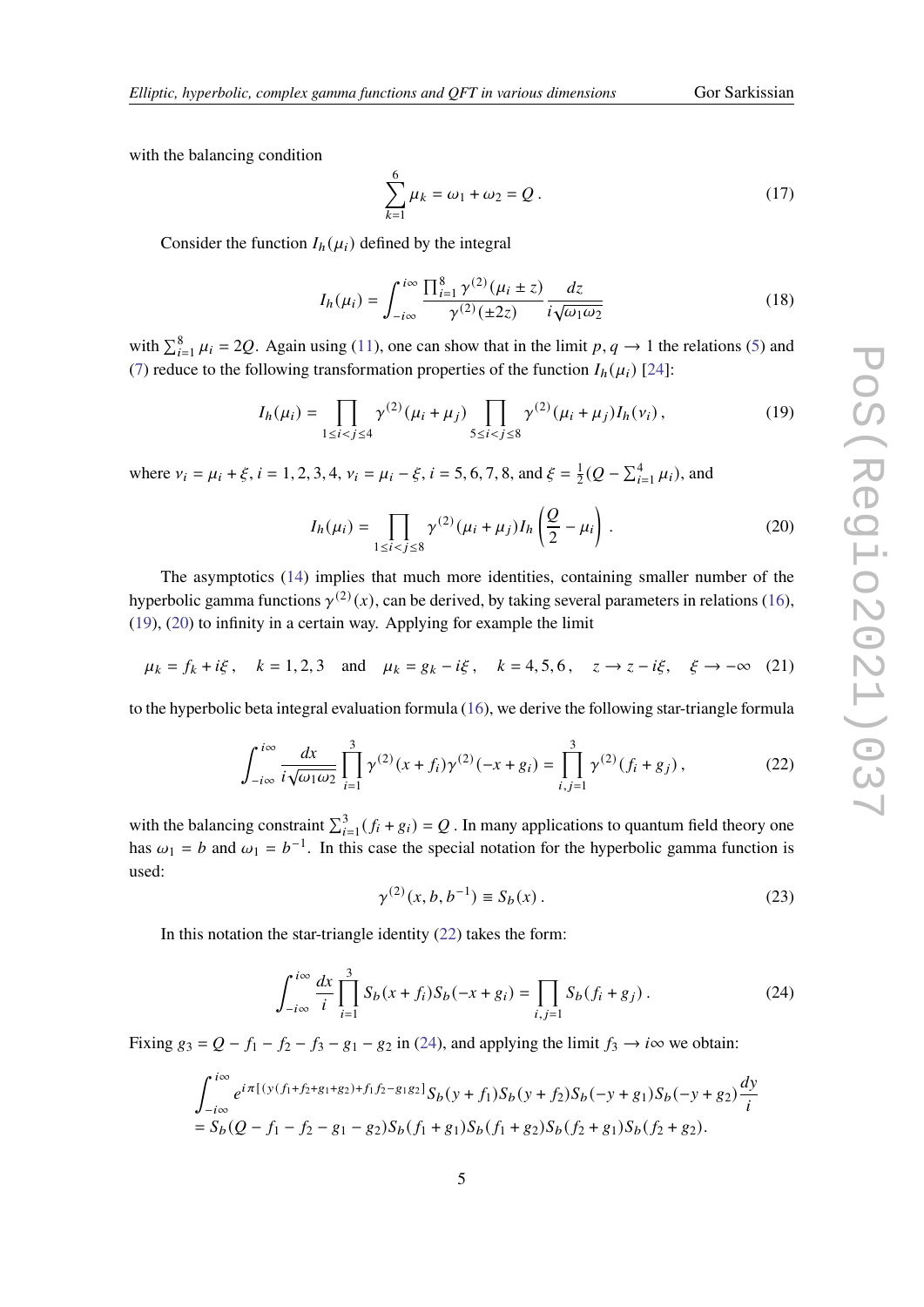with the balancing condition

$$\sum_{k=1}^{6} \mu_k = \omega_1 + \omega_2 = Q\,. \tag{17}$$

Consider the function $I_h(\mu_i)$ defined by the integral

$$I_h(\mu_i) = \int_{-i\infty}^{i\infty} \frac{\prod_{i=1}^{8} \gamma^{(2)}(\mu_i \pm z)}{\gamma^{(2)}(\pm 2z)} \frac{dz}{i\sqrt{\omega_1 \omega_2}} \tag{18}$$

with $\sum_{i=1}^{8} \mu_i = 2Q$. Again using (11), one can show that in the limit $p, q \to 1$ the relations (5) and (7) reduce to the following transformation properties of the function $I_h(\mu_i)$ [24]:

$$I_h(\mu_i) = \prod_{1 \le i < j \le 4} \gamma^{(2)}(\mu_i + \mu_j) \prod_{5 \le i < j \le 8} \gamma^{(2)}(\mu_i + \mu_j) I_h(\nu_i)\,, \tag{19}$$

where $\nu_i = \mu_i + \xi$, $i = 1, 2, 3, 4$, $\nu_i = \mu_i - \xi$, $i = 5, 6, 7, 8$, and $\xi = \frac{1}{2}(Q - \sum_{i=1}^{4} \mu_i)$, and

$$I_h(\mu_i) = \prod_{1 \le i < j \le 8} \gamma^{(2)}(\mu_i + \mu_j) I_h\left(\frac{Q}{2} - \mu_i\right)\,. \tag{20}$$

The asymptotics (14) implies that much more identities, containing smaller number of the hyperbolic gamma functions $\gamma^{(2)}(x)$, can be derived, by taking several parameters in relations (16), (19), (20) to infinity in a certain way. Applying for example the limit

$$\mu_k = f_k + i\xi\,, \quad k = 1, 2, 3 \quad \text{and} \quad \mu_k = g_k - i\xi\,, \quad k = 4, 5, 6\,, \quad z \to z - i\xi, \quad \xi \to -\infty \tag{21}$$

to the hyperbolic beta integral evaluation formula (16), we derive the following star-triangle formula

$$\int_{-i\infty}^{i\infty} \frac{dx}{i\sqrt{\omega_1 \omega_2}} \prod_{i=1}^{3} \gamma^{(2)}(x + f_i)\gamma^{(2)}(-x + g_i) = \prod_{i,j=1}^{3} \gamma^{(2)}(f_i + g_j)\,, \tag{22}$$

with the balancing constraint $\sum_{i=1}^{3}(f_i + g_i) = Q$ . In many applications to quantum field theory one has $\omega_1 = b$ and $\omega_1 = b^{-1}$. In this case the special notation for the hyperbolic gamma function is used:

$$\gamma^{(2)}(x, b, b^{-1}) \equiv S_b(x)\,. \tag{23}$$

In this notation the star-triangle identity (22) takes the form:

$$\int_{-i\infty}^{i\infty} \frac{dx}{i} \prod_{i=1}^{3} S_b(x + f_i) S_b(-x + g_i) = \prod_{i,j=1} S_b(f_i + g_j)\,. \tag{24}$$

Fixing $g_3 = Q - f_1 - f_2 - f_3 - g_1 - g_2$ in (24), and applying the limit $f_3 \to i\infty$ we obtain:

$$\int_{-i\infty}^{i\infty} e^{i\pi[(y(f_1+f_2+g_1+g_2)+f_1 f_2 - g_1 g_2]} S_b(y + f_1) S_b(y + f_2) S_b(-y + g_1) S_b(-y + g_2) \frac{dy}{i}$$
$$= S_b(Q - f_1 - f_2 - g_1 - g_2) S_b(f_1 + g_1) S_b(f_1 + g_2) S_b(f_2 + g_1) S_b(f_2 + g_2).$$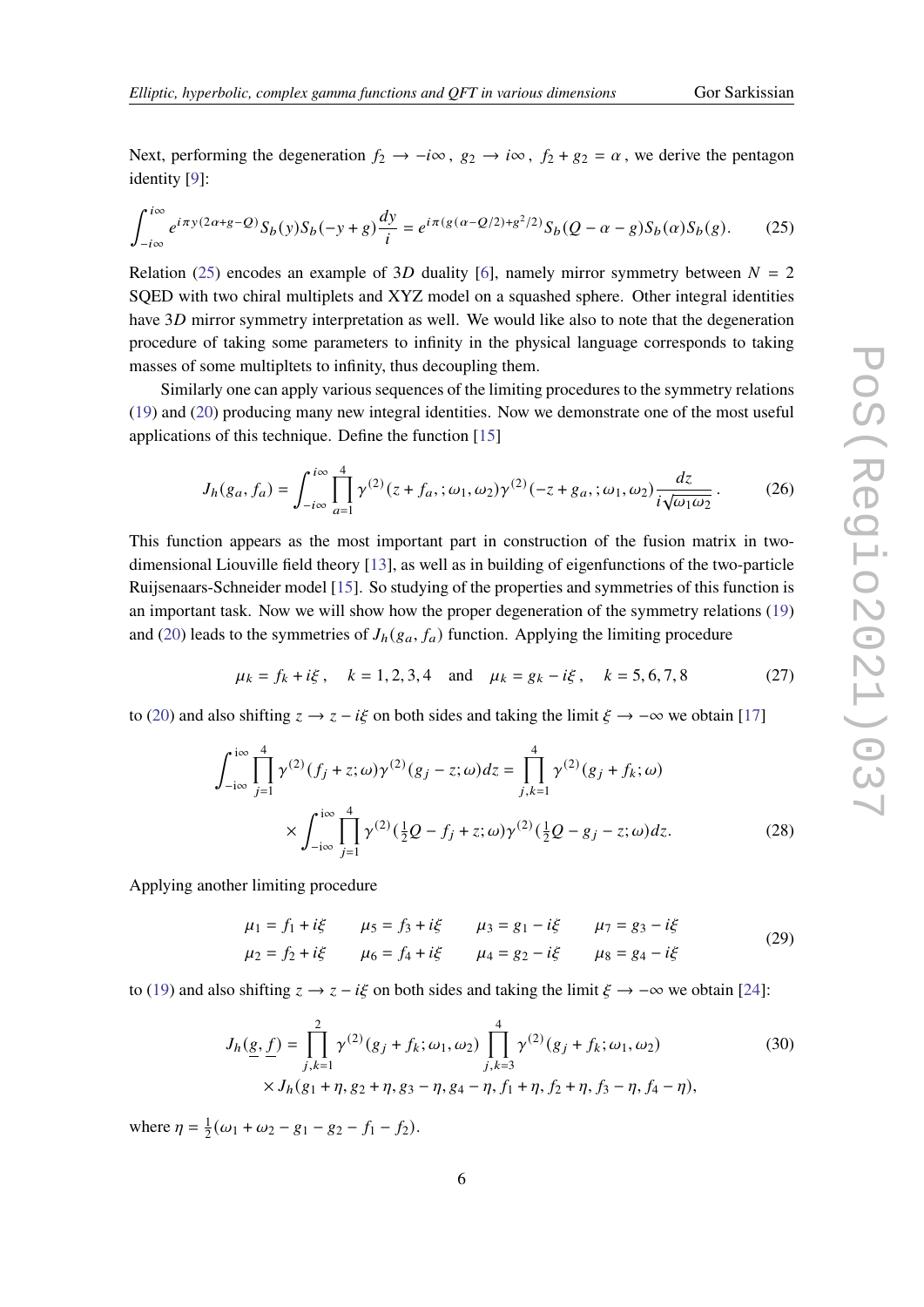Next, performing the degeneration $f_2 \to -i\infty$, $g_2 \to i\infty$, $f_2 + g_2 = \alpha$, we derive the pentagon identity [9]:

$$\int_{-i\infty}^{i\infty} e^{i\pi y(2\alpha+g-Q)} S_b(y) S_b(-y+g) \frac{dy}{i} = e^{i\pi(g(\alpha-Q/2)+g^2/2)} S_b(Q-\alpha-g) S_b(\alpha) S_b(g). \tag{25}$$

Relation (25) encodes an example of $3D$ duality [6], namely mirror symmetry between $N=2$ SQED with two chiral multiplets and XYZ model on a squashed sphere. Other integral identities have $3D$ mirror symmetry interpretation as well. We would like also to note that the degeneration procedure of taking some parameters to infinity in the physical language corresponds to taking masses of some multipltets to infinity, thus decoupling them.

Similarly one can apply various sequences of the limiting procedures to the symmetry relations (19) and (20) producing many new integral identities. Now we demonstrate one of the most useful applications of this technique. Define the function [15]

$$J_h(g_a, f_a) = \int_{-i\infty}^{i\infty} \prod_{a=1}^{4} \gamma^{(2)}(z+f_a,;\omega_1,\omega_2)\gamma^{(2)}(-z+g_a,;\omega_1,\omega_2)\frac{dz}{i\sqrt{\omega_1\omega_2}}. \tag{26}$$

This function appears as the most important part in construction of the fusion matrix in two-dimensional Liouville field theory [13], as well as in building of eigenfunctions of the two-particle Ruijsenaars-Schneider model [15]. So studying of the properties and symmetries of this function is an important task. Now we will show how the proper degeneration of the symmetry relations (19) and (20) leads to the symmetries of $J_h(g_a, f_a)$ function. Applying the limiting procedure

$$\mu_k = f_k + i\xi, \quad k = 1,2,3,4 \quad \text{and} \quad \mu_k = g_k - i\xi, \quad k = 5,6,7,8 \tag{27}$$

to (20) and also shifting $z \to z - i\xi$ on both sides and taking the limit $\xi \to -\infty$ we obtain [17]

$$\begin{aligned}\int_{-\mathrm{i}\infty}^{\mathrm{i}\infty} \prod_{j=1}^{4} \gamma^{(2)}(f_j+z;\omega)\gamma^{(2)}(g_j-z;\omega)dz &= \prod_{j,k=1}^{4} \gamma^{(2)}(g_j+f_k;\omega) \\ &\times \int_{-\mathrm{i}\infty}^{\mathrm{i}\infty} \prod_{j=1}^{4} \gamma^{(2)}(\tfrac{1}{2}Q-f_j+z;\omega)\gamma^{(2)}(\tfrac{1}{2}Q-g_j-z;\omega)dz.\end{aligned} \tag{28}$$

Applying another limiting procedure

$$\begin{array}{llll} \mu_1 = f_1 + i\xi & \mu_5 = f_3 + i\xi & \mu_3 = g_1 - i\xi & \mu_7 = g_3 - i\xi \\ \mu_2 = f_2 + i\xi & \mu_6 = f_4 + i\xi & \mu_4 = g_2 - i\xi & \mu_8 = g_4 - i\xi \end{array} \tag{29}$$

to (19) and also shifting $z \to z - i\xi$ on both sides and taking the limit $\xi \to -\infty$ we obtain [24]:

$$\begin{aligned} J_h(\underline{g}, \underline{f}) = &\prod_{j,k=1}^{2} \gamma^{(2)}(g_j+f_k;\omega_1,\omega_2) \prod_{j,k=3}^{4} \gamma^{(2)}(g_j+f_k;\omega_1,\omega_2) \\ &\times J_h(g_1+\eta, g_2+\eta, g_3-\eta, g_4-\eta, f_1+\eta, f_2+\eta, f_3-\eta, f_4-\eta), \end{aligned} \tag{30}$$

where $\eta = \frac{1}{2}(\omega_1+\omega_2-g_1-g_2-f_1-f_2)$.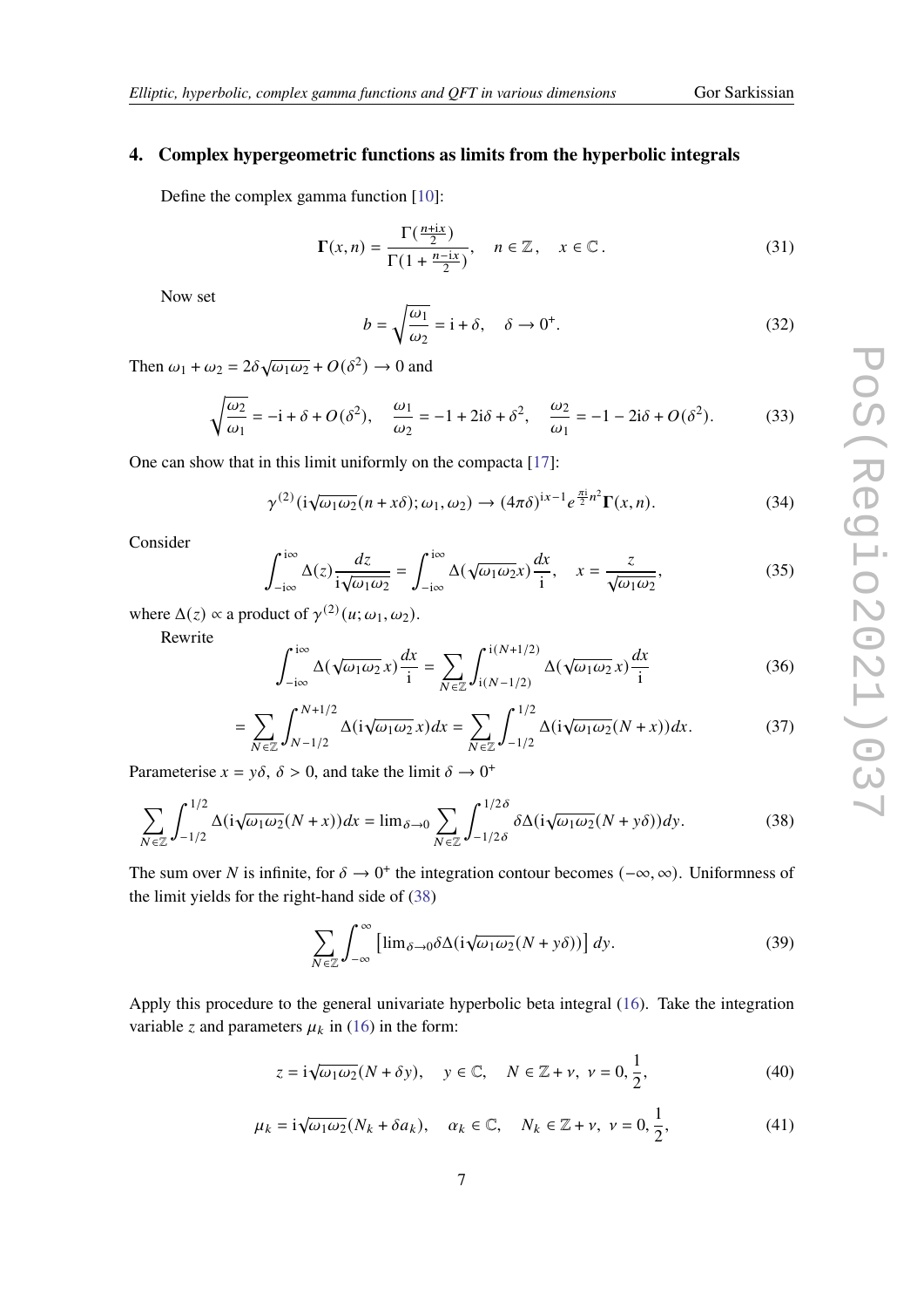## 4. Complex hypergeometric functions as limits from the hyperbolic integrals

Define the complex gamma function [10]:

$$\mathbf{\Gamma}(x,n) = \frac{\Gamma(\frac{n+\mathrm{i}x}{2})}{\Gamma(1+\frac{n-\mathrm{i}x}{2})}, \quad n \in \mathbb{Z}, \quad x \in \mathbb{C}. \tag{31}$$

Now set

$$b = \sqrt{\frac{\omega_1}{\omega_2}} = \mathrm{i} + \delta, \quad \delta \to 0^+. \tag{32}$$

Then $\omega_1 + \omega_2 = 2\delta\sqrt{\omega_1\omega_2} + O(\delta^2) \to 0$ and

$$\sqrt{\frac{\omega_2}{\omega_1}} = -\mathrm{i} + \delta + O(\delta^2), \quad \frac{\omega_1}{\omega_2} = -1 + 2\mathrm{i}\delta + \delta^2, \quad \frac{\omega_2}{\omega_1} = -1 - 2\mathrm{i}\delta + O(\delta^2). \tag{33}$$

One can show that in this limit uniformly on the compacta [17]:

$$\gamma^{(2)}(\mathrm{i}\sqrt{\omega_1\omega_2}(n + x\delta); \omega_1, \omega_2) \to (4\pi\delta)^{\mathrm{i}x-1} e^{\frac{\pi\mathrm{i}}{2}n^2} \mathbf{\Gamma}(x,n). \tag{34}$$

Consider

$$\int_{-\mathrm{i}\infty}^{\mathrm{i}\infty} \Delta(z) \frac{dz}{\mathrm{i}\sqrt{\omega_1\omega_2}} = \int_{-\mathrm{i}\infty}^{\mathrm{i}\infty} \Delta(\sqrt{\omega_1\omega_2}x)\frac{dx}{\mathrm{i}}, \quad x = \frac{z}{\sqrt{\omega_1\omega_2}}, \tag{35}$$

where $\Delta(z) \propto$ a product of $\gamma^{(2)}(u; \omega_1, \omega_2)$.

Rewrite

$$\int_{-\mathrm{i}\infty}^{\mathrm{i}\infty} \Delta(\sqrt{\omega_1\omega_2}\,x)\frac{dx}{\mathrm{i}} = \sum_{N\in\mathbb{Z}} \int_{\mathrm{i}(N-1/2)}^{\mathrm{i}(N+1/2)} \Delta(\sqrt{\omega_1\omega_2}\,x)\frac{dx}{\mathrm{i}} \tag{36}$$

$$= \sum_{N\in\mathbb{Z}} \int_{N-1/2}^{N+1/2} \Delta(\mathrm{i}\sqrt{\omega_1\omega_2}x)dx = \sum_{N\in\mathbb{Z}} \int_{-1/2}^{1/2} \Delta(\mathrm{i}\sqrt{\omega_1\omega_2}(N+x))dx. \tag{37}$$

Parameterise $x = y\delta$, $\delta > 0$, and take the limit $\delta \to 0^+$

$$\sum_{N\in\mathbb{Z}} \int_{-1/2}^{1/2} \Delta(\mathrm{i}\sqrt{\omega_1\omega_2}(N+x))dx = \lim_{\delta\to 0} \sum_{N\in\mathbb{Z}} \int_{-1/2\delta}^{1/2\delta} \delta\Delta(\mathrm{i}\sqrt{\omega_1\omega_2}(N+y\delta))dy. \tag{38}$$

The sum over $N$ is infinite, for $\delta \to 0^+$ the integration contour becomes $(-\infty, \infty)$. Uniformness of the limit yields for the right-hand side of (38)

$$\sum_{N\in\mathbb{Z}} \int_{-\infty}^{\infty} \left[\lim_{\delta\to 0} \delta\Delta(\mathrm{i}\sqrt{\omega_1\omega_2}(N+y\delta))\right] dy. \tag{39}$$

Apply this procedure to the general univariate hyperbolic beta integral (16). Take the integration variable $z$ and parameters $\mu_k$ in (16) in the form:

$$z = \mathrm{i}\sqrt{\omega_1\omega_2}(N + \delta y), \quad y \in \mathbb{C}, \quad N \in \mathbb{Z} + \nu, \ \nu = 0, \frac{1}{2}, \tag{40}$$

$$\mu_k = \mathrm{i}\sqrt{\omega_1\omega_2}(N_k + \delta a_k), \quad \alpha_k \in \mathbb{C}, \quad N_k \in \mathbb{Z} + \nu, \ \nu = 0, \frac{1}{2}, \tag{41}$$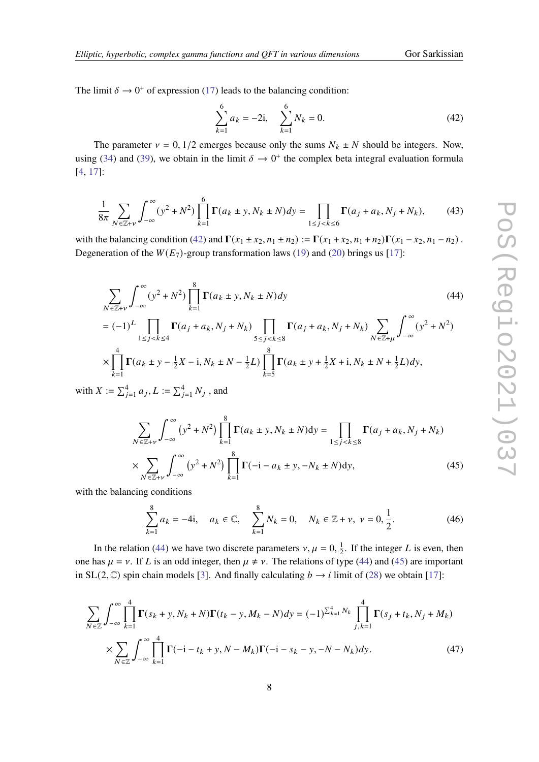The limit $\delta \to 0^+$ of expression (17) leads to the balancing condition:

$$\sum_{k=1}^{6} a_k = -2\mathrm{i}, \quad \sum_{k=1}^{6} N_k = 0. \tag{42}$$

The parameter $\nu = 0, 1/2$ emerges because only the sums $N_k \pm N$ should be integers. Now, using (34) and (39), we obtain in the limit $\delta \to 0^+$ the complex beta integral evaluation formula [4, 17]:

$$\frac{1}{8\pi} \sum_{N \in \mathbb{Z}+\nu} \int_{-\infty}^{\infty} (y^2 + N^2) \prod_{k=1}^{6} \mathbf{\Gamma}(a_k \pm y, N_k \pm N) dy = \prod_{1 \leq j < k \leq 6} \mathbf{\Gamma}(a_j + a_k, N_j + N_k), \tag{43}$$

with the balancing condition (42) and $\mathbf{\Gamma}(x_1 \pm x_2, n_1 \pm n_2) := \mathbf{\Gamma}(x_1 + x_2, n_1 + n_2)\mathbf{\Gamma}(x_1 - x_2, n_1 - n_2)$. Degeneration of the $W(E_7)$-group transformation laws (19) and (20) brings us [17]:

$$\begin{aligned}
&\sum_{N \in \mathbb{Z}+\nu} \int_{-\infty}^{\infty} (y^2 + N^2) \prod_{k=1}^{8} \mathbf{\Gamma}(a_k \pm y, N_k \pm N) dy \qquad (44)\\
&= (-1)^L \prod_{1 \leq j < k \leq 4} \mathbf{\Gamma}(a_j + a_k, N_j + N_k) \prod_{5 \leq j < k \leq 8} \mathbf{\Gamma}(a_j + a_k, N_j + N_k) \sum_{N \in \mathbb{Z}+\mu} \int_{-\infty}^{\infty} (y^2 + N^2) \\
&\times \prod_{k=1}^{4} \mathbf{\Gamma}(a_k \pm y - \tfrac{1}{2}X - \mathrm{i}, N_k \pm N - \tfrac{1}{2}L) \prod_{k=5}^{8} \mathbf{\Gamma}(a_k \pm y + \tfrac{1}{2}X + \mathrm{i}, N_k \pm N + \tfrac{1}{2}L) dy,
\end{aligned}$$

with $X := \sum_{j=1}^{4} a_j$, $L := \sum_{j=1}^{4} N_j$ , and

$$\begin{aligned}
&\sum_{N \in \mathbb{Z}+\nu} \int_{-\infty}^{\infty} (y^2 + N^2) \prod_{k=1}^{8} \mathbf{\Gamma}(a_k \pm y, N_k \pm N) \mathrm{d}y = \prod_{1 \leq j < k \leq 8} \mathbf{\Gamma}(a_j + a_k, N_j + N_k) \\
&\times \sum_{N \in \mathbb{Z}+\nu} \int_{-\infty}^{\infty} (y^2 + N^2) \prod_{k=1}^{8} \mathbf{\Gamma}(-\mathrm{i} - a_k \pm y, -N_k \pm N) \mathrm{d}y, \qquad (45)
\end{aligned}$$

with the balancing conditions

$$\sum_{k=1}^{8} a_k = -4\mathrm{i}, \quad a_k \in \mathbb{C}, \quad \sum_{k=1}^{8} N_k = 0, \quad N_k \in \mathbb{Z} + \nu, \ \nu = 0, \frac{1}{2}. \tag{46}$$

In the relation (44) we have two discrete parameters $\nu, \mu = 0, \frac{1}{2}$. If the integer $L$ is even, then one has $\mu = \nu$. If $L$ is an odd integer, then $\mu \neq \nu$. The relations of type (44) and (45) are important in $\mathrm{SL}(2, \mathbb{C})$ spin chain models [3]. And finally calculating $b \to i$ limit of (28) we obtain [17]:

$$\begin{aligned}
&\sum_{N \in \mathbb{Z}} \int_{-\infty}^{\infty} \prod_{k=1}^{4} \mathbf{\Gamma}(s_k + y, N_k + N) \mathbf{\Gamma}(t_k - y, M_k - N) dy = (-1)^{\sum_{k=1}^{4} N_k} \prod_{j,k=1}^{4} \mathbf{\Gamma}(s_j + t_k, N_j + M_k) \\
&\times \sum_{N \in \mathbb{Z}} \int_{-\infty}^{\infty} \prod_{k=1}^{4} \mathbf{\Gamma}(-\mathrm{i} - t_k + y, N - M_k) \mathbf{\Gamma}(-\mathrm{i} - s_k - y, -N - N_k) dy. \qquad (47)
\end{aligned}$$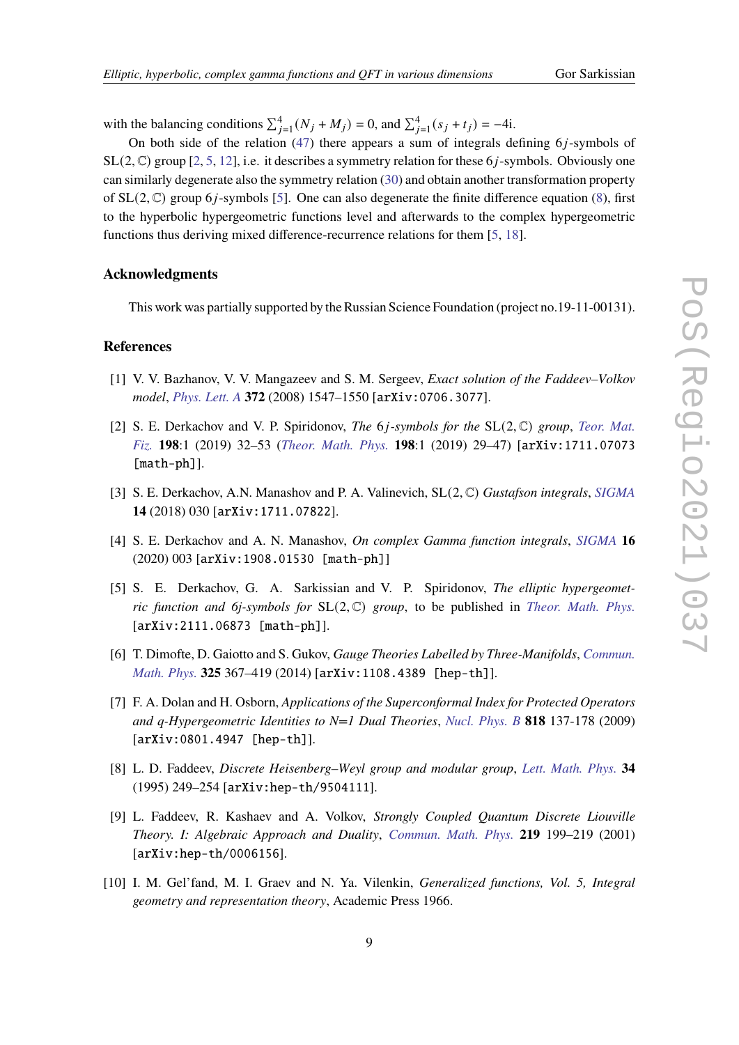with the balancing conditions $\sum_{j=1}^{4}(N_j + M_j) = 0$, and $\sum_{j=1}^{4}(s_j + t_j) = -4\mathrm{i}$.

On both side of the relation (47) there appears a sum of integrals defining $6j$-symbols of $\mathrm{SL}(2,\mathbb{C})$ group [2, 5, 12], i.e. it describes a symmetry relation for these $6j$-symbols. Obviously one can similarly degenerate also the symmetry relation (30) and obtain another transformation property of $\mathrm{SL}(2,\mathbb{C})$ group $6j$-symbols [5]. One can also degenerate the finite difference equation (8), first to the hyperbolic hypergeometric functions level and afterwards to the complex hypergeometric functions thus deriving mixed difference-recurrence relations for them [5, 18].

## Acknowledgments

This work was partially supported by the Russian Science Foundation (project no.19-11-00131).

## References

[1] V. V. Bazhanov, V. V. Mangazeev and S. M. Sergeev, *Exact solution of the Faddeev–Volkov model*, Phys. Lett. A **372** (2008) 1547–1550 [arXiv:0706.3077].

[2] S. E. Derkachov and V. P. Spiridonov, *The 6j-symbols for the* $\mathrm{SL}(2,\mathbb{C})$ *group*, Teor. Mat. Fiz. **198**:1 (2019) 32–53 (Theor. Math. Phys. **198**:1 (2019) 29–47) [arXiv:1711.07073 [math-ph]].

[3] S. E. Derkachov, A.N. Manashov and P. A. Valinevich, $\mathrm{SL}(2,\mathbb{C})$ *Gustafson integrals*, SIGMA **14** (2018) 030 [arXiv:1711.07822].

[4] S. E. Derkachov and A. N. Manashov, *On complex Gamma function integrals*, SIGMA **16** (2020) 003 [arXiv:1908.01530 [math-ph]]

[5] S. E. Derkachov, G. A. Sarkissian and V. P. Spiridonov, *The elliptic hypergeometric function and 6j-symbols for* $\mathrm{SL}(2,\mathbb{C})$ *group*, to be published in Theor. Math. Phys. [arXiv:2111.06873 [math-ph]].

[6] T. Dimofte, D. Gaiotto and S. Gukov, *Gauge Theories Labelled by Three-Manifolds*, Commun. Math. Phys. **325** 367–419 (2014) [arXiv:1108.4389 [hep-th]].

[7] F. A. Dolan and H. Osborn, *Applications of the Superconformal Index for Protected Operators and q-Hypergeometric Identities to N=1 Dual Theories*, Nucl. Phys. B **818** 137-178 (2009) [arXiv:0801.4947 [hep-th]].

[8] L. D. Faddeev, *Discrete Heisenberg–Weyl group and modular group*, Lett. Math. Phys. **34** (1995) 249–254 [arXiv:hep-th/9504111].

[9] L. Faddeev, R. Kashaev and A. Volkov, *Strongly Coupled Quantum Discrete Liouville Theory. I: Algebraic Approach and Duality*, Commun. Math. Phys. **219** 199–219 (2001) [arXiv:hep-th/0006156].

[10] I. M. Gel'fand, M. I. Graev and N. Ya. Vilenkin, *Generalized functions, Vol. 5, Integral geometry and representation theory*, Academic Press 1966.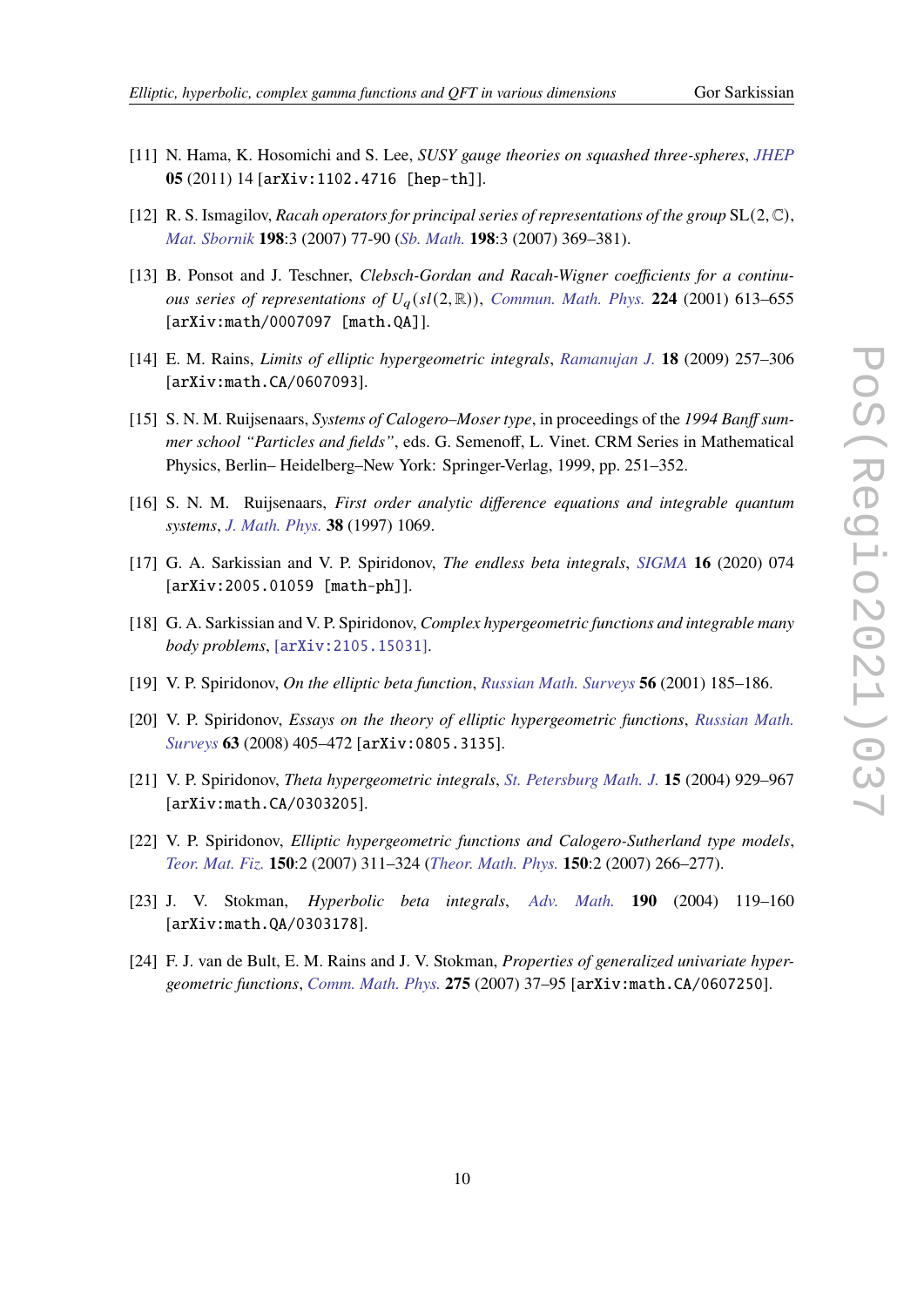[11] N. Hama, K. Hosomichi and S. Lee, *SUSY gauge theories on squashed three-spheres*, *JHEP* **05** (2011) 14 [arXiv:1102.4716 [hep-th]].

[12] R. S. Ismagilov, *Racah operators for principal series of representations of the group* $\mathrm{SL}(2,\mathbb{C})$, *Mat. Sbornik* **198**:3 (2007) 77-90 (*Sb. Math.* **198**:3 (2007) 369–381).

[13] B. Ponsot and J. Teschner, *Clebsch-Gordan and Racah-Wigner coefficients for a continuous series of representations of* $U_q(sl(2,\mathbb{R}))$, *Commun. Math. Phys.* **224** (2001) 613–655 [arXiv:math/0007097 [math.QA]].

[14] E. M. Rains, *Limits of elliptic hypergeometric integrals*, *Ramanujan J.* **18** (2009) 257–306 [arXiv:math.CA/0607093].

[15] S. N. M. Ruijsenaars, *Systems of Calogero–Moser type*, in proceedings of the *1994 Banff summer school "Particles and fields"*, eds. G. Semenoff, L. Vinet. CRM Series in Mathematical Physics, Berlin– Heidelberg–New York: Springer-Verlag, 1999, pp. 251–352.

[16] S. N. M. Ruijsenaars, *First order analytic difference equations and integrable quantum systems*, *J. Math. Phys.* **38** (1997) 1069.

[17] G. A. Sarkissian and V. P. Spiridonov, *The endless beta integrals*, *SIGMA* **16** (2020) 074 [arXiv:2005.01059 [math-ph]].

[18] G. A. Sarkissian and V. P. Spiridonov, *Complex hypergeometric functions and integrable many body problems*, [arXiv:2105.15031].

[19] V. P. Spiridonov, *On the elliptic beta function*, *Russian Math. Surveys* **56** (2001) 185–186.

[20] V. P. Spiridonov, *Essays on the theory of elliptic hypergeometric functions*, *Russian Math. Surveys* **63** (2008) 405–472 [arXiv:0805.3135].

[21] V. P. Spiridonov, *Theta hypergeometric integrals*, *St. Petersburg Math. J.* **15** (2004) 929–967 [arXiv:math.CA/0303205].

[22] V. P. Spiridonov, *Elliptic hypergeometric functions and Calogero-Sutherland type models*, *Teor. Mat. Fiz.* **150**:2 (2007) 311–324 (*Theor. Math. Phys.* **150**:2 (2007) 266–277).

[23] J. V. Stokman, *Hyperbolic beta integrals*, *Adv. Math.* **190** (2004) 119–160 [arXiv:math.QA/0303178].

[24] F. J. van de Bult, E. M. Rains and J. V. Stokman, *Properties of generalized univariate hypergeometric functions*, *Comm. Math. Phys.* **275** (2007) 37–95 [arXiv:math.CA/0607250].